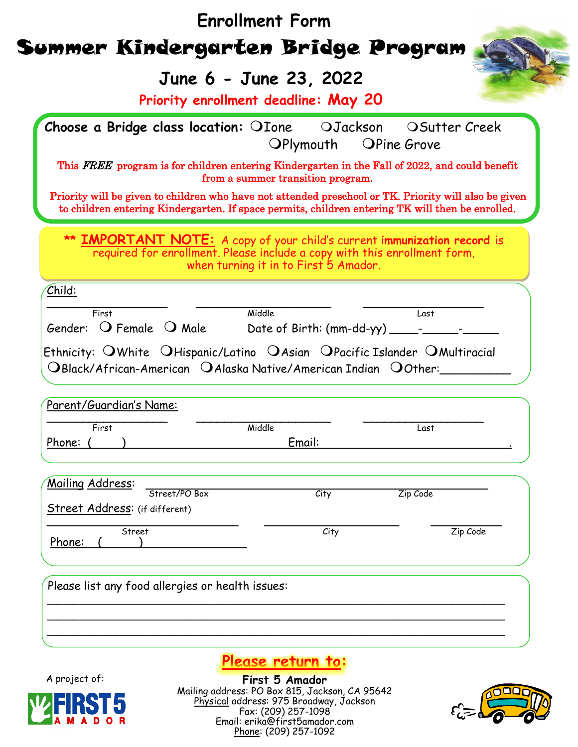# Enrollment Form

# Summer Kindergarten Bridge Program

## June 6 - June 23, 2022

**Priority enrollment deadline: May 20**

**Choose a Bridge class location:** ❍ Ione ❍ Jackson ❍ Sutter Creek ❍ Plymouth ❍ Pine Grove

This ***FREE*** program is for children entering Kindergarten in the Fall of 2022, and could benefit from a summer transition program.

Priority will be given to children who have not attended preschool or TK. Priority will also be given to children entering Kindergarten. If space permits, children entering TK will then be enrolled.

** **IMPORTANT NOTE:** A copy of your child's current **immunization record** is required for enrollment. Please include a copy with this enrollment form, when turning it in to First 5 Amador.

Child:

_________________ _________________ _________________
First Middle Last

Gender: ❍ Female ❍ Male Date of Birth: (mm-dd-yy) ____-_____-_____

Ethnicity: ❍ White ❍ Hispanic/Latino ❍ Asian ❍ Pacific Islander ❍ Multiracial ❍ Black/African-American ❍ Alaska Native/American Indian ❍ Other:__________

Parent/Guardian's Name:

_________________ _________________ _________________
First Middle Last

Phone: ( ) ______________________ Email: ______________________.

Mailing Address: ______________________________________________
Street/PO Box City Zip Code

Street Address: (if different)

_________________________ _________________ __________
Street City Zip Code

Phone: ( ) ______________

Please list any food allergies or health issues:

______________________________________________________________________
______________________________________________________________________
______________________________________________________________________

**Please return to:**

A project of: FIRST 5 AMADOR

**First 5 Amador**
Mailing address: PO Box 815, Jackson, CA 95642
Physical address: 975 Broadway, Jackson
Fax: (209) 257-1098
Email: erika@first5amador.com
Phone: (209) 257-1092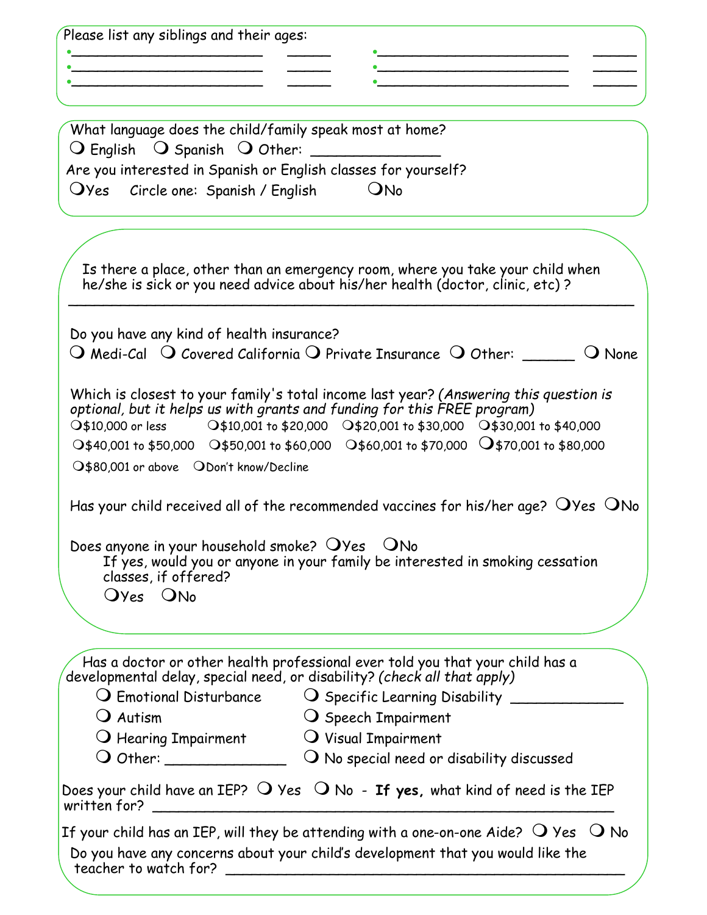Please list any siblings and their ages:

- \_\_\_\_\_\_\_\_\_\_\_\_\_\_\_\_\_\_\_\_\_\_\_\_ \_\_\_\_\_\_ • \_\_\_\_\_\_\_\_\_\_\_\_\_\_\_\_\_\_\_\_\_\_\_\_ \_\_\_\_\_\_
- \_\_\_\_\_\_\_\_\_\_\_\_\_\_\_\_\_\_\_\_\_\_\_\_ \_\_\_\_\_\_ • \_\_\_\_\_\_\_\_\_\_\_\_\_\_\_\_\_\_\_\_\_\_\_\_ \_\_\_\_\_\_
- \_\_\_\_\_\_\_\_\_\_\_\_\_\_\_\_\_\_\_\_\_\_\_\_ \_\_\_\_\_\_ • \_\_\_\_\_\_\_\_\_\_\_\_\_\_\_\_\_\_\_\_\_\_\_\_ \_\_\_\_\_\_

What language does the child/family speak most at home?

❍ English ❍ Spanish ❍ Other: \_\_\_\_\_\_\_\_\_\_\_\_\_\_\_

Are you interested in Spanish or English classes for yourself?

❍Yes Circle one: Spanish / English ❍No

Is there a place, other than an emergency room, where you take your child when he/she is sick or you need advice about his/her health (doctor, clinic, etc) ?

\_\_\_\_\_\_\_\_\_\_\_\_\_\_\_\_\_\_\_\_\_\_\_\_\_\_\_\_\_\_\_\_\_\_\_\_\_\_\_\_\_\_\_\_\_\_\_\_\_\_\_\_\_\_\_\_\_\_\_\_\_\_\_\_

Do you have any kind of health insurance?

❍ Medi-Cal ❍ Covered California ❍ Private Insurance ❍ Other: \_\_\_\_\_\_ ❍ None

Which is closest to your family's total income last year? *(Answering this question is optional, but it helps us with grants and funding for this FREE program)*

❍$10,000 or less ❍$10,001 to $20,000 ❍$20,001 to $30,000 ❍$30,001 to $40,000
❍$40,001 to $50,000 ❍$50,001 to $60,000 ❍$60,001 to $70,000 ❍$70,001 to $80,000
❍$80,001 or above ❍Don't know/Decline

Has your child received all of the recommended vaccines for his/her age? ❍Yes ❍No

Does anyone in your household smoke? ❍Yes ❍No

If yes, would you or anyone in your family be interested in smoking cessation classes, if offered?

❍Yes ❍No

Has a doctor or other health professional ever told you that your child has a developmental delay, special need, or disability? *(check all that apply)*

❍ Emotional Disturbance ❍ Specific Learning Disability \_\_\_\_\_\_\_\_\_\_\_\_\_
❍ Autism ❍ Speech Impairment
❍ Hearing Impairment ❍ Visual Impairment
❍ Other: \_\_\_\_\_\_\_\_\_\_\_\_\_\_ ❍ No special need or disability discussed

Does your child have an IEP? ❍ Yes ❍ No - **If yes,** what kind of need is the IEP written for? \_\_\_\_\_\_\_\_\_\_\_\_\_\_\_\_\_\_\_\_\_\_\_\_\_\_\_\_\_\_\_\_\_\_\_\_\_\_\_\_\_\_\_\_\_\_\_\_\_\_\_\_\_

If your child has an IEP, will they be attending with a one-on-one Aide? ❍ Yes ❍ No

Do you have any concerns about your child's development that you would like the teacher to watch for? \_\_\_\_\_\_\_\_\_\_\_\_\_\_\_\_\_\_\_\_\_\_\_\_\_\_\_\_\_\_\_\_\_\_\_\_\_\_\_\_\_\_\_\_\_\_\_\_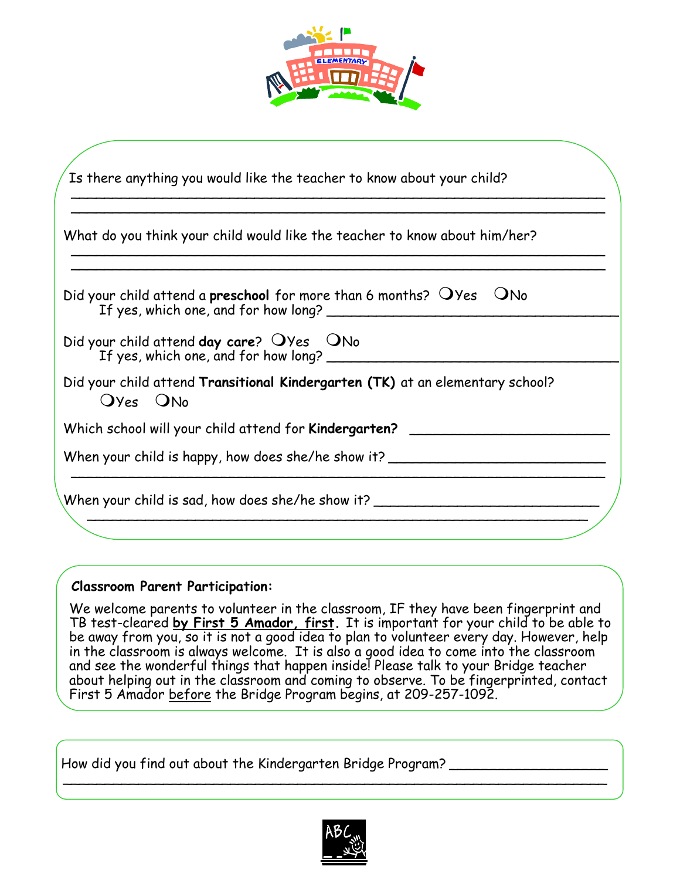Is there anything you would like the teacher to know about your child?

\_\_\_\_\_\_\_\_\_\_\_\_\_\_\_\_\_\_\_\_\_\_\_\_\_\_\_\_\_\_\_\_\_\_\_\_\_\_\_\_\_\_\_\_\_\_\_\_\_\_\_\_\_\_\_\_\_\_\_\_\_\_\_\_\_\_

\_\_\_\_\_\_\_\_\_\_\_\_\_\_\_\_\_\_\_\_\_\_\_\_\_\_\_\_\_\_\_\_\_\_\_\_\_\_\_\_\_\_\_\_\_\_\_\_\_\_\_\_\_\_\_\_\_\_\_\_\_\_\_\_\_\_

What do you think your child would like the teacher to know about him/her?

\_\_\_\_\_\_\_\_\_\_\_\_\_\_\_\_\_\_\_\_\_\_\_\_\_\_\_\_\_\_\_\_\_\_\_\_\_\_\_\_\_\_\_\_\_\_\_\_\_\_\_\_\_\_\_\_\_\_\_\_\_\_\_\_\_\_

\_\_\_\_\_\_\_\_\_\_\_\_\_\_\_\_\_\_\_\_\_\_\_\_\_\_\_\_\_\_\_\_\_\_\_\_\_\_\_\_\_\_\_\_\_\_\_\_\_\_\_\_\_\_\_\_\_\_\_\_\_\_\_\_\_\_

Did your child attend a **preschool** for more than 6 months? ❍Yes ❍No
If yes, which one, and for how long? \_\_\_\_\_\_\_\_\_\_\_\_\_\_\_\_\_\_\_\_\_\_\_\_\_\_\_\_\_\_\_\_\_\_\_\_

Did your child attend **day care**? ❍Yes ❍No
If yes, which one, and for how long? \_\_\_\_\_\_\_\_\_\_\_\_\_\_\_\_\_\_\_\_\_\_\_\_\_\_\_\_\_\_\_\_\_\_\_\_

Did your child attend **Transitional Kindergarten (TK)** at an elementary school?
❍Yes ❍No

Which school will your child attend for **Kindergarten?** \_\_\_\_\_\_\_\_\_\_\_\_\_\_\_\_\_\_\_\_\_\_\_\_\_

When your child is happy, how does she/he show it? \_\_\_\_\_\_\_\_\_\_\_\_\_\_\_\_\_\_\_\_\_\_\_\_\_\_\_

\_\_\_\_\_\_\_\_\_\_\_\_\_\_\_\_\_\_\_\_\_\_\_\_\_\_\_\_\_\_\_\_\_\_\_\_\_\_\_\_\_\_\_\_\_\_\_\_\_\_\_\_\_\_\_\_\_\_\_\_\_\_\_\_\_\_

When your child is sad, how does she/he show it? \_\_\_\_\_\_\_\_\_\_\_\_\_\_\_\_\_\_\_\_\_\_\_\_\_\_\_\_

\_\_\_\_\_\_\_\_\_\_\_\_\_\_\_\_\_\_\_\_\_\_\_\_\_\_\_\_\_\_\_\_\_\_\_\_\_\_\_\_\_\_\_\_\_\_\_\_\_\_\_\_\_\_\_\_\_\_\_\_\_\_\_\_\_\_

**Classroom Parent Participation:**

We welcome parents to volunteer in the classroom, IF they have been fingerprint and TB test-cleared **by First 5 Amador, first**. It is important for your child to be able to be away from you, so it is not a good idea to plan to volunteer every day. However, help in the classroom is always welcome. It is also a good idea to come into the classroom and see the wonderful things that happen inside! Please talk to your Bridge teacher about helping out in the classroom and coming to observe. To be fingerprinted, contact First 5 Amador before the Bridge Program begins, at 209-257-1092.

How did you find out about the Kindergarten Bridge Program? \_\_\_\_\_\_\_\_\_\_\_\_\_\_\_\_\_\_\_\_

\_\_\_\_\_\_\_\_\_\_\_\_\_\_\_\_\_\_\_\_\_\_\_\_\_\_\_\_\_\_\_\_\_\_\_\_\_\_\_\_\_\_\_\_\_\_\_\_\_\_\_\_\_\_\_\_\_\_\_\_\_\_\_\_\_\_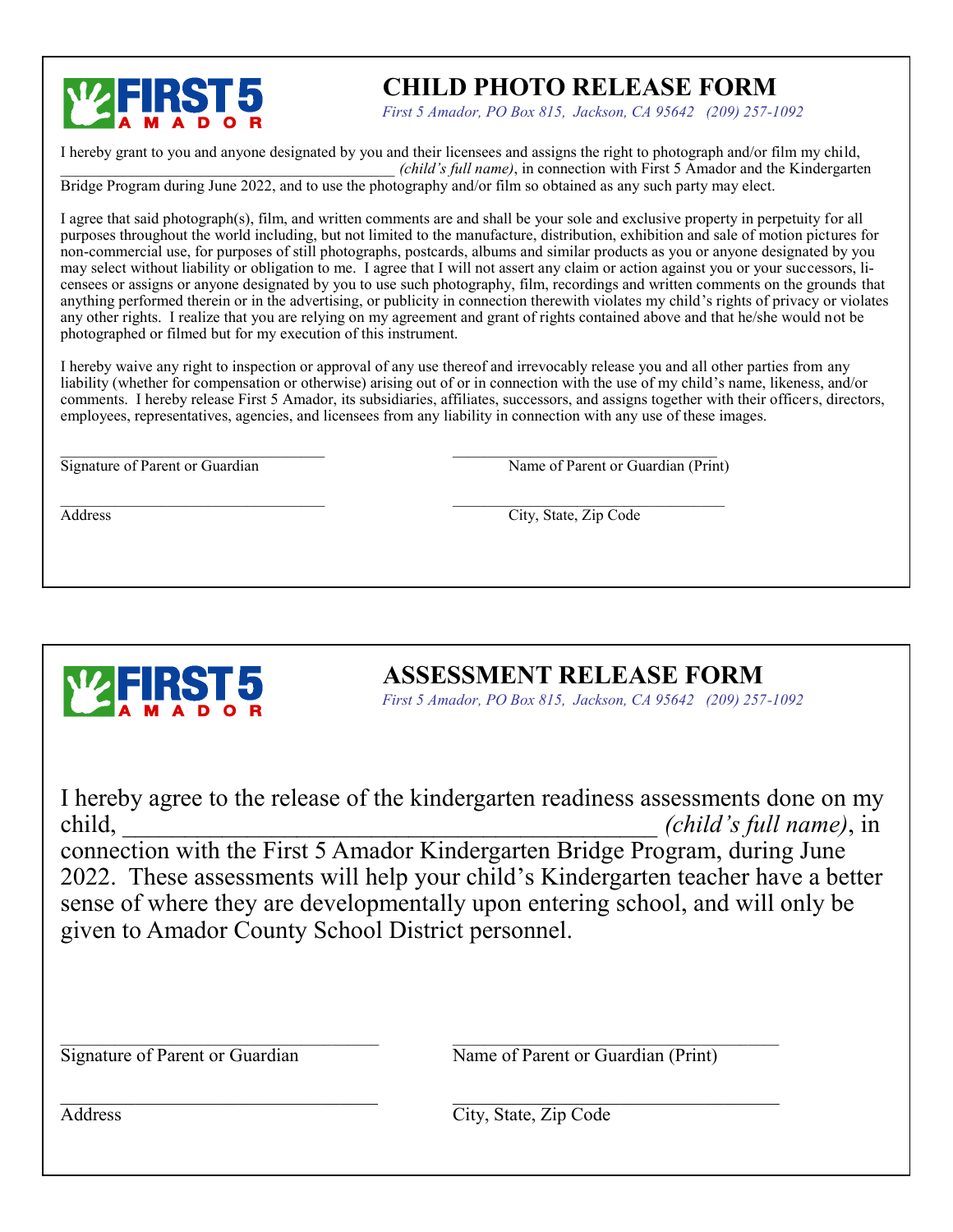FIRST 5 AMADOR

# CHILD PHOTO RELEASE FORM

*First 5 Amador, PO Box 815, Jackson, CA 95642 (209) 257-1092*

I hereby grant to you and anyone designated by you and their licensees and assigns the right to photograph and/or film my child, ________________________________________ *(child's full name)*, in connection with First 5 Amador and the Kindergarten Bridge Program during June 2022, and to use the photography and/or film so obtained as any such party may elect.

I agree that said photograph(s), film, and written comments are and shall be your sole and exclusive property in perpetuity for all purposes throughout the world including, but not limited to the manufacture, distribution, exhibition and sale of motion pictures for non-commercial use, for purposes of still photographs, postcards, albums and similar products as you or anyone designated by you may select without liability or obligation to me. I agree that I will not assert any claim or action against you or your successors, licensees or assigns or anyone designated by you to use such photography, film, recordings and written comments on the grounds that anything performed therein or in the advertising, or publicity in connection therewith violates my child's rights of privacy or violates any other rights. I realize that you are relying on my agreement and grant of rights contained above and that he/she would not be photographed or filmed but for my execution of this instrument.

I hereby waive any right to inspection or approval of any use thereof and irrevocably release you and all other parties from any liability (whether for compensation or otherwise) arising out of or in connection with the use of my child's name, likeness, and/or comments. I hereby release First 5 Amador, its subsidiaries, affiliates, successors, and assigns together with their officers, directors, employees, representatives, agencies, and licensees from any liability in connection with any use of these images.

________________________________ ________________________________
Signature of Parent or Guardian Name of Parent or Guardian (Print)

________________________________ ________________________________
Address City, State, Zip Code

---

FIRST 5 AMADOR

# ASSESSMENT RELEASE FORM

*First 5 Amador, PO Box 815, Jackson, CA 95642 (209) 257-1092*

I hereby agree to the release of the kindergarten readiness assessments done on my child, ________________________________________ *(child's full name)*, in connection with the First 5 Amador Kindergarten Bridge Program, during June 2022. These assessments will help your child's Kindergarten teacher have a better sense of where they are developmentally upon entering school, and will only be given to Amador County School District personnel.

________________________________ ________________________________
Signature of Parent or Guardian Name of Parent or Guardian (Print)

________________________________ ________________________________
Address City, State, Zip Code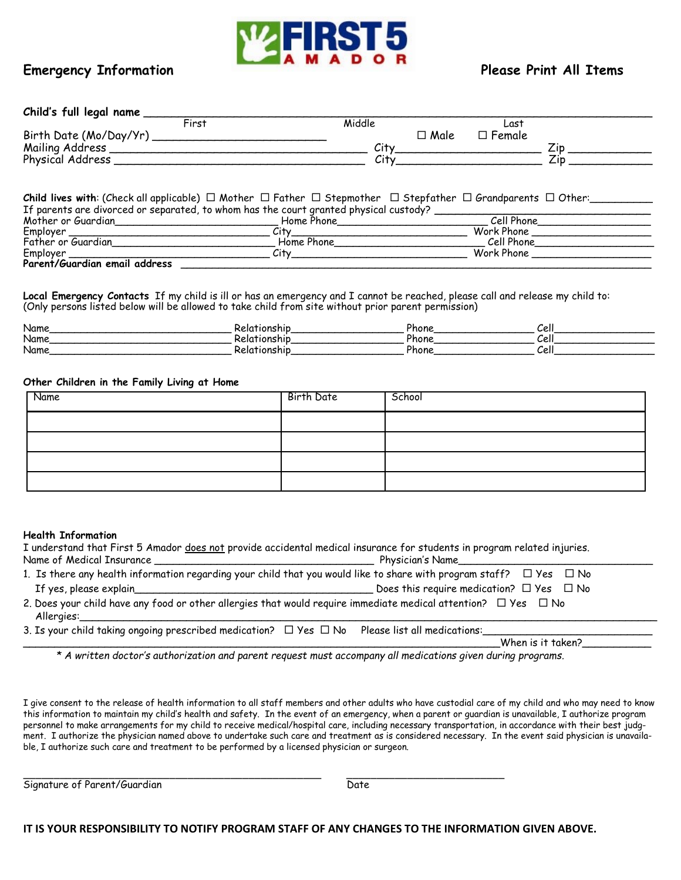FIRST 5 AMADOR

## Emergency Information

**Please Print All Items**

**Child's full legal name** ______________________________________________
First Middle Last

Birth Date (Mo/Day/Yr) __________________________ ☐ Male ☐ Female

Mailing Address ______________________________________ City____________________ Zip ___________

Physical Address ______________________________________ City____________________ Zip ___________

**Child lives with**: (Check all applicable) ☐ Mother ☐ Father ☐ Stepmother ☐ Stepfather ☐ Grandparents ☐ Other:_________

If parents are divorced or separated, to whom has the court granted physical custody? ______________________________

Mother or Guardian_________________________ Home Phone______________________ Cell Phone_________________

Employer _________________________________ City___________________________ Work Phone __________________

Father or Guardian_________________________ Home Phone______________________ Cell Phone_________________

Employer _________________________________ City___________________________ Work Phone __________________

**Parent/Guardian email address** ____________________________________________________________________

**Local Emergency Contacts** If my child is ill or has an emergency and I cannot be reached, please call and release my child to:
(Only persons listed below will be allowed to take child from site without prior parent permission)

Name_____________________________ Relationship_________________ Phone_______________ Cell_______________

Name_____________________________ Relationship_________________ Phone_______________ Cell_______________

Name_____________________________ Relationship_________________ Phone_______________ Cell_______________

**Other Children in the Family Living at Home**

| Name | Birth Date | School |
|---|---|---|
| | | |
| | | |
| | | |
| | | |

**Health Information**

I understand that First 5 Amador does not provide accidental medical insurance for students in program related injuries.

Name of Medical Insurance ___________________________________ Physician's Name______________________________

1. Is there any health information regarding your child that you would like to share with program staff? ☐ Yes ☐ No
   If yes, please explain_____________________________________ Does this require medication? ☐ Yes ☐ No
2. Does your child have any food or other allergies that would require immediate medical attention? ☐ Yes ☐ No
   Allergies:______________________________________________________________________________________
3. Is your child taking ongoing prescribed medication? ☐ Yes ☐ No Please list all medications:___________________________
   ___________________________________________________________________________When is it taken?__________

*\* A written doctor's authorization and parent request must accompany all medications given during programs.*

I give consent to the release of health information to all staff members and other adults who have custodial care of my child and who may need to know this information to maintain my child's health and safety. In the event of an emergency, when a parent or guardian is unavailable, I authorize program personnel to make arrangements for my child to receive medical/hospital care, including necessary transportation, in accordance with their best judgment. I authorize the physician named above to undertake such care and treatment as is considered necessary. In the event said physician is unavailable, I authorize such care and treatment to be performed by a licensed physician or surgeon.

_______________________________________________ ___________________________
Signature of Parent/Guardian Date

**IT IS YOUR RESPONSIBILITY TO NOTIFY PROGRAM STAFF OF ANY CHANGES TO THE INFORMATION GIVEN ABOVE.**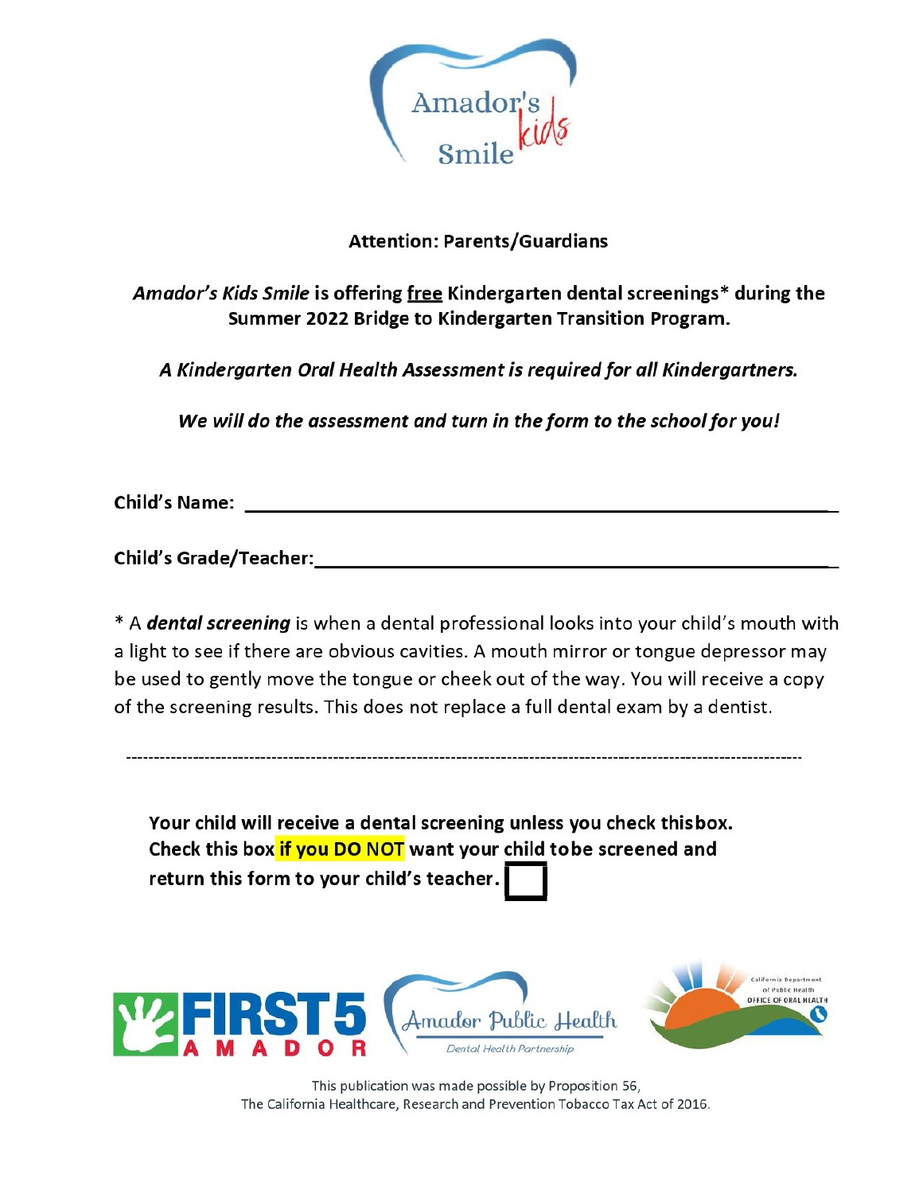Amador's kids Smile

**Attention: Parents/Guardians**

***Amador's Kids Smile*** **is offering free Kindergarten dental screenings* during the Summer 2022 Bridge to Kindergarten Transition Program.**

***A Kindergarten Oral Health Assessment is required for all Kindergartners.***

***We will do the assessment and turn in the form to the school for you!***

**Child's Name:** ________________________________________________

**Child's Grade/Teacher:**____________________________________________

* A ***dental screening*** is when a dental professional looks into your child's mouth with a light to see if there are obvious cavities. A mouth mirror or tongue depressor may be used to gently move the tongue or cheek out of the way. You will receive a copy of the screening results. This does not replace a full dental exam by a dentist.

---

**Your child will receive a dental screening unless you check this box. Check this box if you DO NOT want your child to be screened and return this form to your child's teacher.** ☐

FIRST 5 AMADOR

Amador Public Health
Dental Health Partnership

California Department of Public Health
OFFICE OF ORAL HEALTH

This publication was made possible by Proposition 56,
The California Healthcare, Research and Prevention Tobacco Tax Act of 2016.